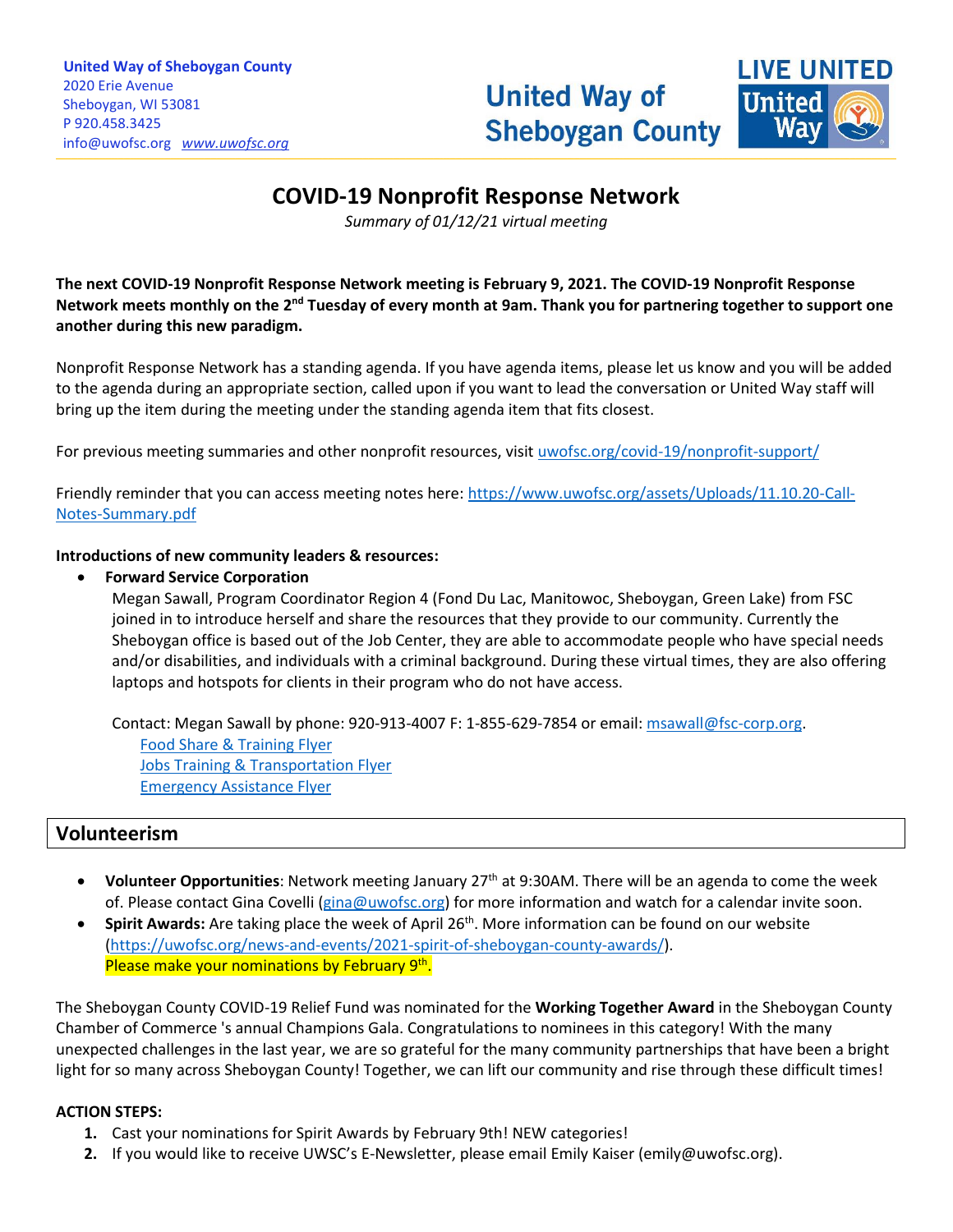**United Way of Sheboygan County**
2020 Erie Avenue
Sheboygan, WI 53081
P 920.458.3425
info@uwofsc.org *www.uwofsc.org*

United Way of Sheboygan County

LIVE UNITED United Way

# COVID-19 Nonprofit Response Network

*Summary of 01/12/21 virtual meeting*

**The next COVID-19 Nonprofit Response Network meeting is February 9, 2021. The COVID-19 Nonprofit Response Network meets monthly on the 2nd Tuesday of every month at 9am. Thank you for partnering together to support one another during this new paradigm.**

Nonprofit Response Network has a standing agenda. If you have agenda items, please let us know and you will be added to the agenda during an appropriate section, called upon if you want to lead the conversation or United Way staff will bring up the item during the meeting under the standing agenda item that fits closest.

For previous meeting summaries and other nonprofit resources, visit uwofsc.org/covid-19/nonprofit-support/

Friendly reminder that you can access meeting notes here: https://www.uwofsc.org/assets/Uploads/11.10.20-Call-Notes-Summary.pdf

**Introductions of new community leaders & resources:**

- **Forward Service Corporation**
  Megan Sawall, Program Coordinator Region 4 (Fond Du Lac, Manitowoc, Sheboygan, Green Lake) from FSC joined in to introduce herself and share the resources that they provide to our community. Currently the Sheboygan office is based out of the Job Center, they are able to accommodate people who have special needs and/or disabilities, and individuals with a criminal background. During these virtual times, they are also offering laptops and hotspots for clients in their program who do not have access.

  Contact: Megan Sawall by phone: 920-913-4007 F: 1-855-629-7854 or email: msawall@fsc-corp.org.
  Food Share & Training Flyer
  Jobs Training & Transportation Flyer
  Emergency Assistance Flyer

## Volunteerism

- **Volunteer Opportunities**: Network meeting January 27th at 9:30AM. There will be an agenda to come the week of. Please contact Gina Covelli (gina@uwofsc.org) for more information and watch for a calendar invite soon.
- **Spirit Awards:** Are taking place the week of April 26th. More information can be found on our website (https://uwofsc.org/news-and-events/2021-spirit-of-sheboygan-county-awards/).
  Please make your nominations by February 9th.

The Sheboygan County COVID-19 Relief Fund was nominated for the **Working Together Award** in the Sheboygan County Chamber of Commerce 's annual Champions Gala. Congratulations to nominees in this category! With the many unexpected challenges in the last year, we are so grateful for the many community partnerships that have been a bright light for so many across Sheboygan County! Together, we can lift our community and rise through these difficult times!

**ACTION STEPS:**

1. Cast your nominations for Spirit Awards by February 9th! NEW categories!
2. If you would like to receive UWSC's E-Newsletter, please email Emily Kaiser (emily@uwofsc.org).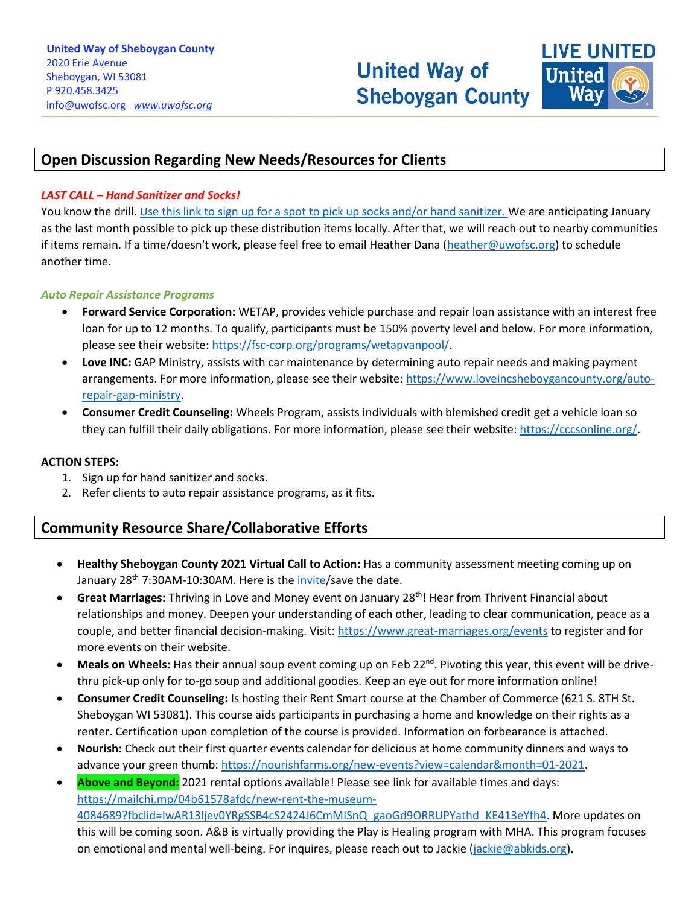**United Way of Sheboygan County**
2020 Erie Avenue
Sheboygan, WI 53081
P 920.458.3425
info@uwofsc.org *www.uwofsc.org*

United Way of Sheboygan County

LIVE UNITED United Way

## Open Discussion Regarding New Needs/Resources for Clients

***LAST CALL – Hand Sanitizer and Socks!***

You know the drill. [Use this link to sign up for a spot to pick up socks and/or hand sanitizer.]() We are anticipating January as the last month possible to pick up these distribution items locally. After that, we will reach out to nearby communities if items remain. If a time/doesn't work, please feel free to email Heather Dana (heather@uwofsc.org) to schedule another time.

***Auto Repair Assistance Programs***

- **Forward Service Corporation:** WETAP, provides vehicle purchase and repair loan assistance with an interest free loan for up to 12 months. To qualify, participants must be 150% poverty level and below. For more information, please see their website: https://fsc-corp.org/programs/wetapvanpool/.
- **Love INC:** GAP Ministry, assists with car maintenance by determining auto repair needs and making payment arrangements. For more information, please see their website: https://www.loveincsheboygancounty.org/auto-repair-gap-ministry.
- **Consumer Credit Counseling:** Wheels Program, assists individuals with blemished credit get a vehicle loan so they can fulfill their daily obligations. For more information, please see their website: https://cccsonline.org/.

**ACTION STEPS:**

1. Sign up for hand sanitizer and socks.
2. Refer clients to auto repair assistance programs, as it fits.

## Community Resource Share/Collaborative Efforts

- **Healthy Sheboygan County 2021 Virtual Call to Action:** Has a community assessment meeting coming up on January 28th 7:30AM-10:30AM. Here is the invite/save the date.
- **Great Marriages:** Thriving in Love and Money event on January 28th! Hear from Thrivent Financial about relationships and money. Deepen your understanding of each other, leading to clear communication, peace as a couple, and better financial decision-making. Visit: https://www.great-marriages.org/events to register and for more events on their website.
- **Meals on Wheels:** Has their annual soup event coming up on Feb 22nd. Pivoting this year, this event will be drive-thru pick-up only for to-go soup and additional goodies. Keep an eye out for more information online!
- **Consumer Credit Counseling:** Is hosting their Rent Smart course at the Chamber of Commerce (621 S. 8TH St. Sheboygan WI 53081). This course aids participants in purchasing a home and knowledge on their rights as a renter. Certification upon completion of the course is provided. Information on forbearance is attached.
- **Nourish:** Check out their first quarter events calendar for delicious at home community dinners and ways to advance your green thumb: https://nourishfarms.org/new-events?view=calendar&month=01-2021.
- **Above and Beyond:** 2021 rental options available! Please see link for available times and days: https://mailchi.mp/04b61578afdc/new-rent-the-museum-4084689?fbclid=IwAR13ljev0YRgSSB4cS2424J6CmMISnQ_gaoGd9ORRUPYathd_KE413eYfh4. More updates on this will be coming soon. A&B is virtually providing the Play is Healing program with MHA. This program focuses on emotional and mental well-being. For inquires, please reach out to Jackie (jackie@abkids.org).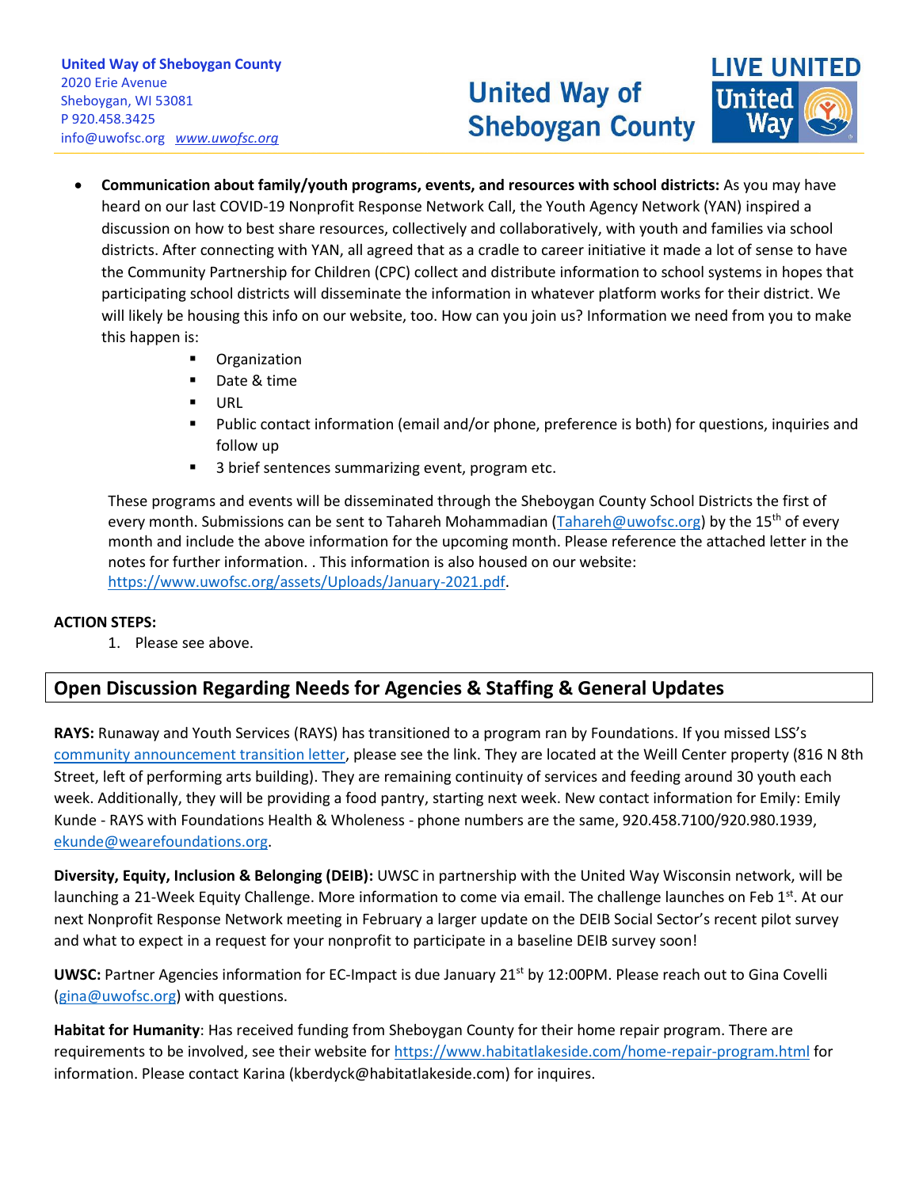- **Communication about family/youth programs, events, and resources with school districts:** As you may have heard on our last COVID-19 Nonprofit Response Network Call, the Youth Agency Network (YAN) inspired a discussion on how to best share resources, collectively and collaboratively, with youth and families via school districts. After connecting with YAN, all agreed that as a cradle to career initiative it made a lot of sense to have the Community Partnership for Children (CPC) collect and distribute information to school systems in hopes that participating school districts will disseminate the information in whatever platform works for their district. We will likely be housing this info on our website, too. How can you join us? Information we need from you to make this happen is:
    - Organization
    - Date & time
    - URL
    - Public contact information (email and/or phone, preference is both) for questions, inquiries and follow up
    - 3 brief sentences summarizing event, program etc.

  These programs and events will be disseminated through the Sheboygan County School Districts the first of every month. Submissions can be sent to Tahareh Mohammadian (Tahareh@uwofsc.org) by the 15th of every month and include the above information for the upcoming month. Please reference the attached letter in the notes for further information. . This information is also housed on our website: https://www.uwofsc.org/assets/Uploads/January-2021.pdf.

**ACTION STEPS:**

1. Please see above.

## Open Discussion Regarding Needs for Agencies & Staffing & General Updates

**RAYS:** Runaway and Youth Services (RAYS) has transitioned to a program ran by Foundations. If you missed LSS's community announcement transition letter, please see the link. They are located at the Weill Center property (816 N 8th Street, left of performing arts building). They are remaining continuity of services and feeding around 30 youth each week. Additionally, they will be providing a food pantry, starting next week. New contact information for Emily: Emily Kunde - RAYS with Foundations Health & Wholeness - phone numbers are the same, 920.458.7100/920.980.1939, ekunde@wearefoundations.org.

**Diversity, Equity, Inclusion & Belonging (DEIB):** UWSC in partnership with the United Way Wisconsin network, will be launching a 21-Week Equity Challenge. More information to come via email. The challenge launches on Feb 1st. At our next Nonprofit Response Network meeting in February a larger update on the DEIB Social Sector's recent pilot survey and what to expect in a request for your nonprofit to participate in a baseline DEIB survey soon!

**UWSC:** Partner Agencies information for EC-Impact is due January 21st by 12:00PM. Please reach out to Gina Covelli (gina@uwofsc.org) with questions.

**Habitat for Humanity**: Has received funding from Sheboygan County for their home repair program. There are requirements to be involved, see their website for https://www.habitatlakeside.com/home-repair-program.html for information. Please contact Karina (kberdyck@habitatlakeside.com) for inquires.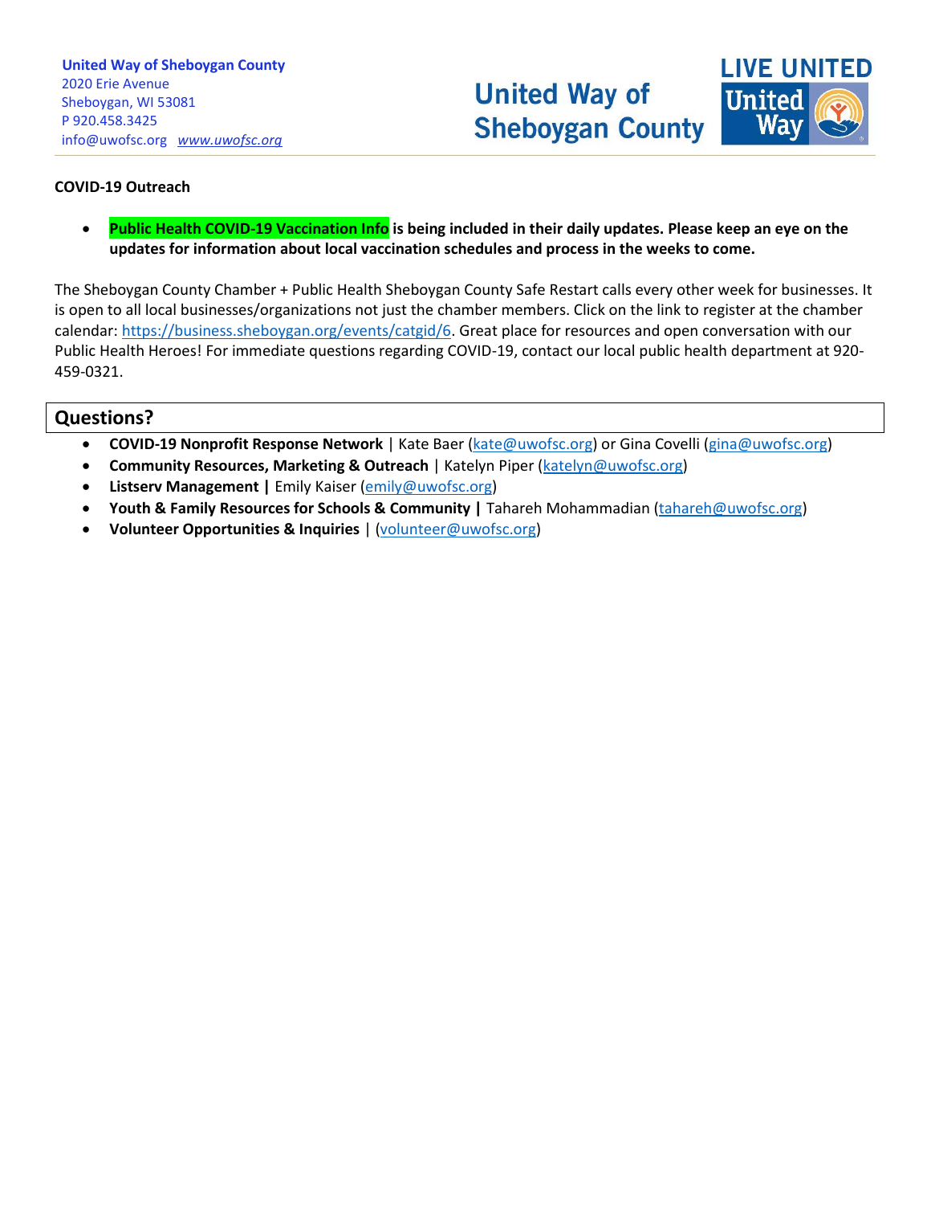**COVID-19 Outreach**

- **Public Health COVID-19 Vaccination Info is being included in their daily updates. Please keep an eye on the updates for information about local vaccination schedules and process in the weeks to come.**

The Sheboygan County Chamber + Public Health Sheboygan County Safe Restart calls every other week for businesses. It is open to all local businesses/organizations not just the chamber members. Click on the link to register at the chamber calendar: https://business.sheboygan.org/events/catgid/6. Great place for resources and open conversation with our Public Health Heroes! For immediate questions regarding COVID-19, contact our local public health department at 920-459-0321.

## Questions?

- **COVID-19 Nonprofit Response Network** | Kate Baer (kate@uwofsc.org) or Gina Covelli (gina@uwofsc.org)
- **Community Resources, Marketing & Outreach** | Katelyn Piper (katelyn@uwofsc.org)
- **Listserv Management |** Emily Kaiser (emily@uwofsc.org)
- **Youth & Family Resources for Schools & Community |** Tahareh Mohammadian (tahareh@uwofsc.org)
- **Volunteer Opportunities & Inquiries** | (volunteer@uwofsc.org)